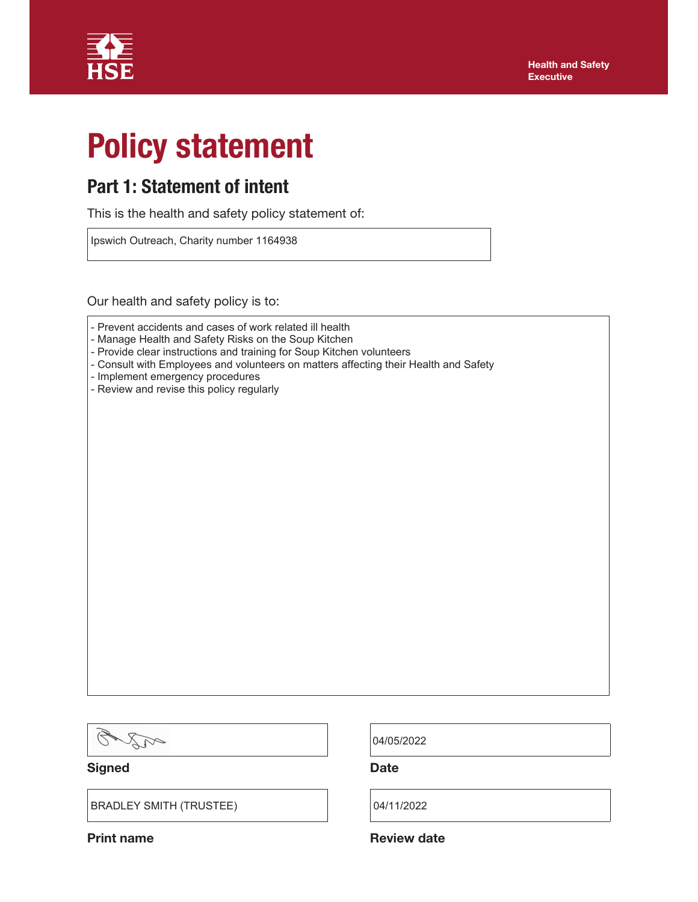Health and Safety Executive

# Policy statement

## Part 1: Statement of intent

This is the health and safety policy statement of:

Ipswich Outreach, Charity number 1164938

Our health and safety policy is to:

- Prevent accidents and cases of work related ill health
- Manage Health and Safety Risks on the Soup Kitchen
- Provide clear instructions and training for Soup Kitchen volunteers
- Consult with Employees and volunteers on matters affecting their Health and Safety
- Implement emergency procedures
- Review and revise this policy regularly

**Signed**

**Date:** 04/05/2022

**Print name:** BRADLEY SMITH (TRUSTEE)

**Review date:** 04/11/2022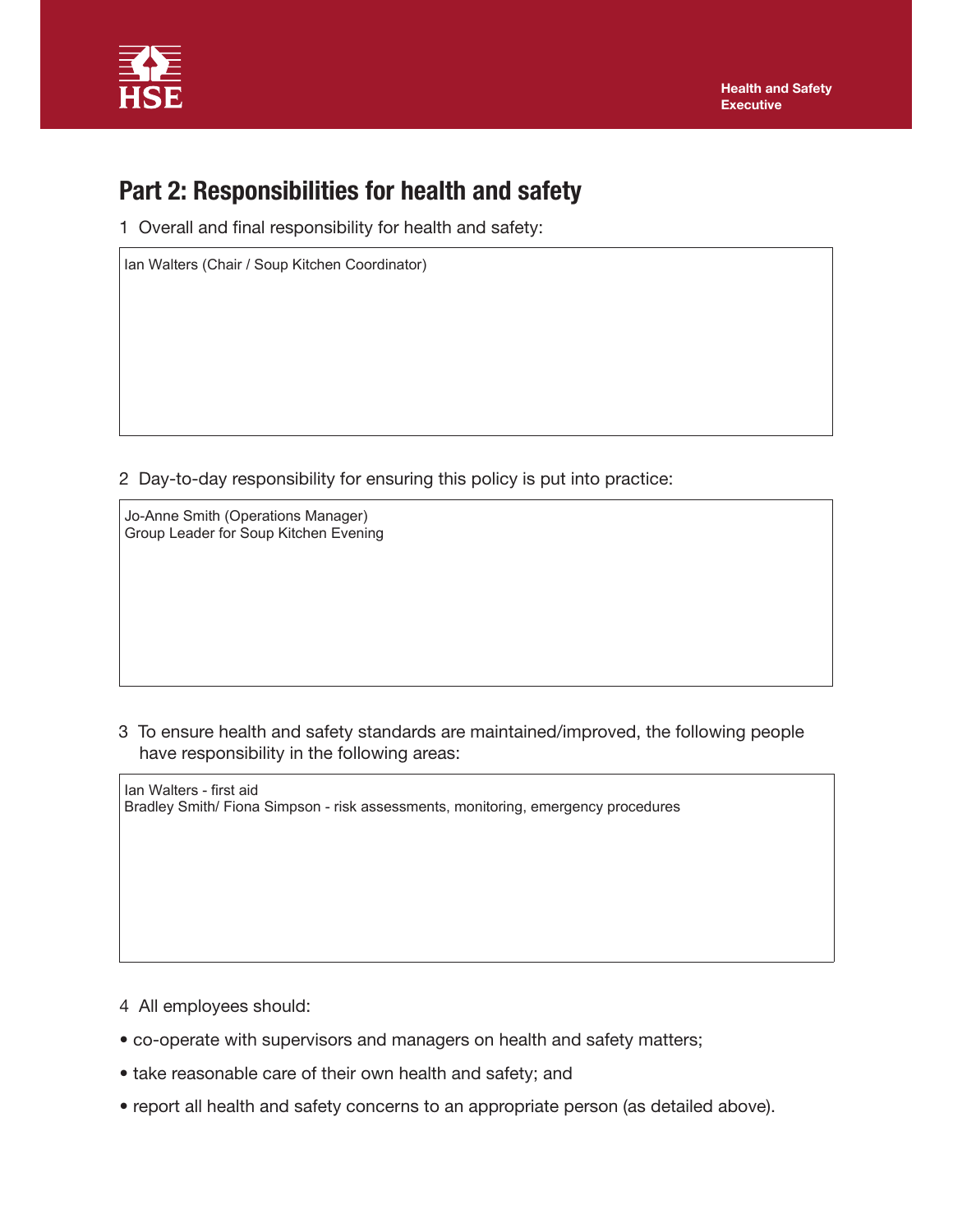## Part 2: Responsibilities for health and safety

1 Overall and final responsibility for health and safety:

Ian Walters (Chair / Soup Kitchen Coordinator)

2 Day-to-day responsibility for ensuring this policy is put into practice:

Jo-Anne Smith (Operations Manager)
Group Leader for Soup Kitchen Evening

3 To ensure health and safety standards are maintained/improved, the following people have responsibility in the following areas:

Ian Walters - first aid
Bradley Smith/ Fiona Simpson - risk assessments, monitoring, emergency procedures

4 All employees should:

- co-operate with supervisors and managers on health and safety matters;
- take reasonable care of their own health and safety; and
- report all health and safety concerns to an appropriate person (as detailed above).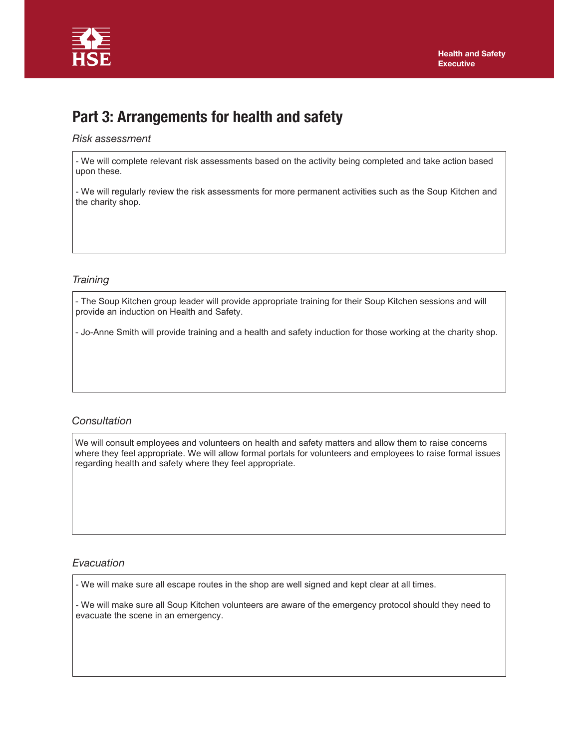## Part 3: Arrangements for health and safety

*Risk assessment*

- We will complete relevant risk assessments based on the activity being completed and take action based upon these.

- We will regularly review the risk assessments for more permanent activities such as the Soup Kitchen and the charity shop.

*Training*

- The Soup Kitchen group leader will provide appropriate training for their Soup Kitchen sessions and will provide an induction on Health and Safety.

- Jo-Anne Smith will provide training and a health and safety induction for those working at the charity shop.

*Consultation*

We will consult employees and volunteers on health and safety matters and allow them to raise concerns where they feel appropriate. We will allow formal portals for volunteers and employees to raise formal issues regarding health and safety where they feel appropriate.

*Evacuation*

- We will make sure all escape routes in the shop are well signed and kept clear at all times.

- We will make sure all Soup Kitchen volunteers are aware of the emergency protocol should they need to evacuate the scene in an emergency.